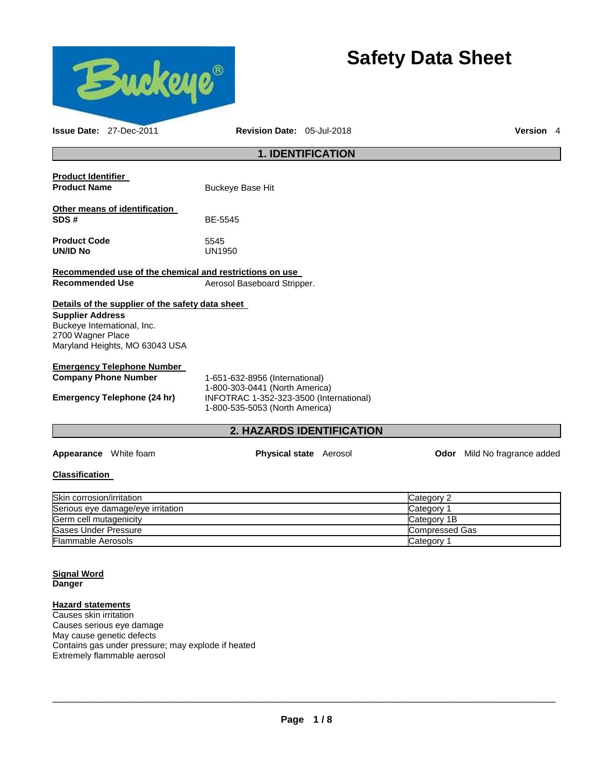# Safety Data Sheet

**Issue Date:** 27-Dec-2011 **Revision Date:** 05-Jul-2018 **Version** 4

## 1. IDENTIFICATION

**Product Identifier**

**Product Name** Buckeye Base Hit

**Other means of identification**

**SDS #** BE-5545

**Product Code** 5545
**UN/ID No** UN1950

**Recommended use of the chemical and restrictions on use**

**Recommended Use** Aerosol Baseboard Stripper.

**Details of the supplier of the safety data sheet**

**Supplier Address**
Buckeye International, Inc.
2700 Wagner Place
Maryland Heights, MO 63043 USA

**Emergency Telephone Number**

**Company Phone Number** 1-651-632-8956 (International)
1-800-303-0441 (North America)

**Emergency Telephone (24 hr)** INFOTRAC 1-352-323-3500 (International)
1-800-535-5053 (North America)

## 2. HAZARDS IDENTIFICATION

**Appearance** White foam **Physical state** Aerosol **Odor** Mild No fragrance added

**Classification**

| | |
|---|---|
| Skin corrosion/irritation | Category 2 |
| Serious eye damage/eye irritation | Category 1 |
| Germ cell mutagenicity | Category 1B |
| Gases Under Pressure | Compressed Gas |
| Flammable Aerosols | Category 1 |

**Signal Word**
**Danger**

**Hazard statements**
Causes skin irritation
Causes serious eye damage
May cause genetic defects
Contains gas under pressure; may explode if heated
Extremely flammable aerosol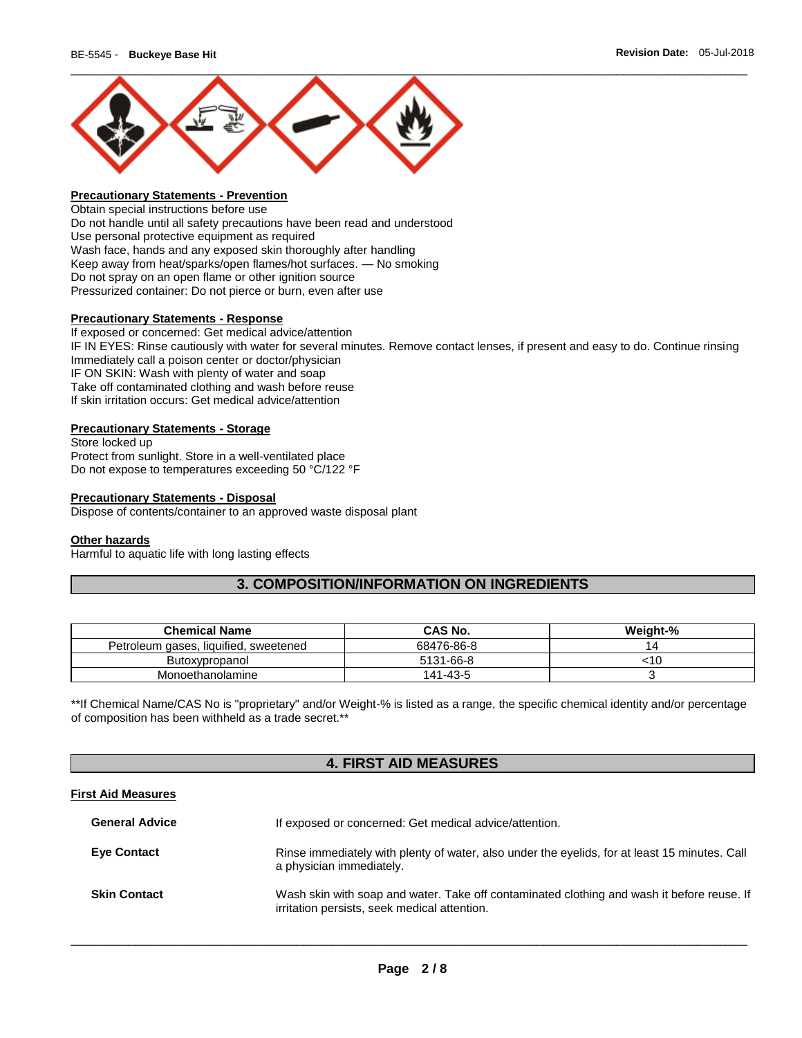### Precautionary Statements - Prevention

Obtain special instructions before use
Do not handle until all safety precautions have been read and understood
Use personal protective equipment as required
Wash face, hands and any exposed skin thoroughly after handling
Keep away from heat/sparks/open flames/hot surfaces. — No smoking
Do not spray on an open flame or other ignition source
Pressurized container: Do not pierce or burn, even after use

### Precautionary Statements - Response

If exposed or concerned: Get medical advice/attention
IF IN EYES: Rinse cautiously with water for several minutes. Remove contact lenses, if present and easy to do. Continue rinsing
Immediately call a poison center or doctor/physician
IF ON SKIN: Wash with plenty of water and soap
Take off contaminated clothing and wash before reuse
If skin irritation occurs: Get medical advice/attention

### Precautionary Statements - Storage

Store locked up
Protect from sunlight. Store in a well-ventilated place
Do not expose to temperatures exceeding 50 °C/122 °F

### Precautionary Statements - Disposal

Dispose of contents/container to an approved waste disposal plant

### Other hazards

Harmful to aquatic life with long lasting effects

## 3. COMPOSITION/INFORMATION ON INGREDIENTS

| Chemical Name | CAS No. | Weight-% |
|---|---|---|
| Petroleum gases, liquified, sweetened | 68476-86-8 | 14 |
| Butoxypropanol | 5131-66-8 | <10 |
| Monoethanolamine | 141-43-5 | 3 |

**If Chemical Name/CAS No is "proprietary" and/or Weight-% is listed as a range, the specific chemical identity and/or percentage of composition has been withheld as a trade secret.**

## 4. FIRST AID MEASURES

### First Aid Measures

**General Advice** If exposed or concerned: Get medical advice/attention.

**Eye Contact** Rinse immediately with plenty of water, also under the eyelids, for at least 15 minutes. Call a physician immediately.

**Skin Contact** Wash skin with soap and water. Take off contaminated clothing and wash it before reuse. If irritation persists, seek medical attention.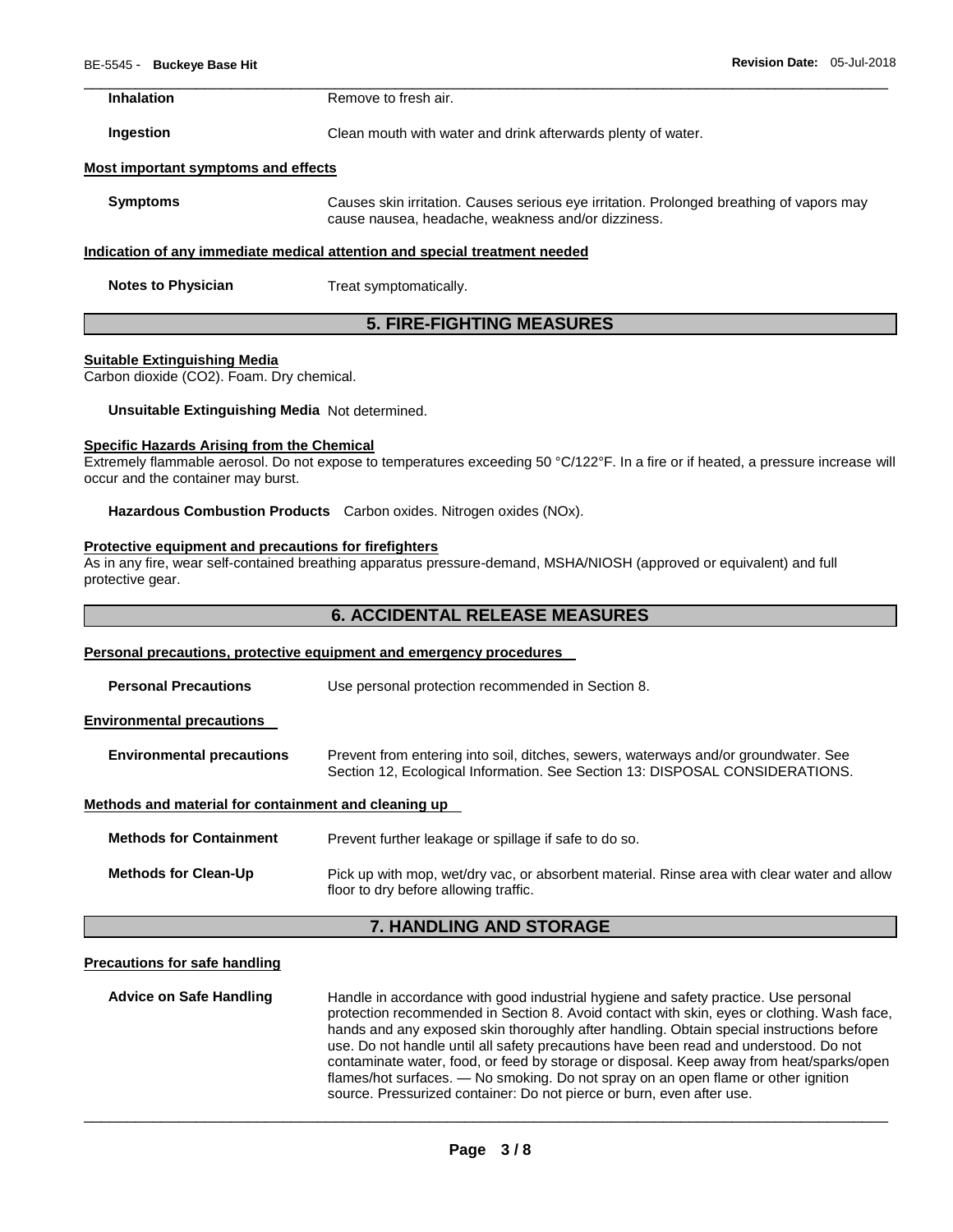**Inhalation** Remove to fresh air.

**Ingestion** Clean mouth with water and drink afterwards plenty of water.

**Most important symptoms and effects**

**Symptoms** Causes skin irritation. Causes serious eye irritation. Prolonged breathing of vapors may cause nausea, headache, weakness and/or dizziness.

**Indication of any immediate medical attention and special treatment needed**

**Notes to Physician** Treat symptomatically.

## 5. FIRE-FIGHTING MEASURES

**Suitable Extinguishing Media**

Carbon dioxide ($CO_2$). Foam. Dry chemical.

**Unsuitable Extinguishing Media** Not determined.

**Specific Hazards Arising from the Chemical**

Extremely flammable aerosol. Do not expose to temperatures exceeding 50 °C/122°F. In a fire or if heated, a pressure increase will occur and the container may burst.

**Hazardous Combustion Products** Carbon oxides. Nitrogen oxides (NOx).

**Protective equipment and precautions for firefighters**

As in any fire, wear self-contained breathing apparatus pressure-demand, MSHA/NIOSH (approved or equivalent) and full protective gear.

## 6. ACCIDENTAL RELEASE MEASURES

**Personal precautions, protective equipment and emergency procedures**

**Personal Precautions** Use personal protection recommended in Section 8.

**Environmental precautions**

**Environmental precautions** Prevent from entering into soil, ditches, sewers, waterways and/or groundwater. See Section 12, Ecological Information. See Section 13: DISPOSAL CONSIDERATIONS.

**Methods and material for containment and cleaning up**

**Methods for Containment** Prevent further leakage or spillage if safe to do so.

**Methods for Clean-Up** Pick up with mop, wet/dry vac, or absorbent material. Rinse area with clear water and allow floor to dry before allowing traffic.

## 7. HANDLING AND STORAGE

**Precautions for safe handling**

**Advice on Safe Handling** Handle in accordance with good industrial hygiene and safety practice. Use personal protection recommended in Section 8. Avoid contact with skin, eyes or clothing. Wash face, hands and any exposed skin thoroughly after handling. Obtain special instructions before use. Do not handle until all safety precautions have been read and understood. Do not contaminate water, food, or feed by storage or disposal. Keep away from heat/sparks/open flames/hot surfaces. — No smoking. Do not spray on an open flame or other ignition source. Pressurized container: Do not pierce or burn, even after use.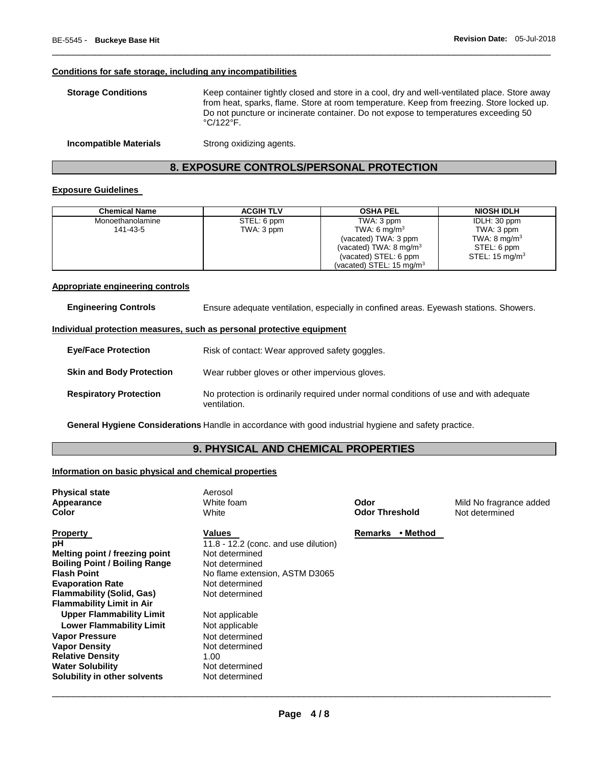#### Conditions for safe storage, including any incompatibilities

**Storage Conditions** Keep container tightly closed and store in a cool, dry and well-ventilated place. Store away from heat, sparks, flame. Store at room temperature. Keep from freezing. Store locked up. Do not puncture or incinerate container. Do not expose to temperatures exceeding 50 °C/122°F.

**Incompatible Materials** Strong oxidizing agents.

## 8. EXPOSURE CONTROLS/PERSONAL PROTECTION

#### Exposure Guidelines

| Chemical Name | ACGIH TLV | OSHA PEL | NIOSH IDLH |
|---|---|---|---|
| Monoethanolamine<br>141-43-5 | STEL: 6 ppm<br>TWA: 3 ppm | TWA: 3 ppm<br>TWA: 6 mg/m$^3$<br>(vacated) TWA: 3 ppm<br>(vacated) TWA: 8 mg/m$^3$<br>(vacated) STEL: 6 ppm<br>(vacated) STEL: 15 mg/m$^3$ | IDLH: 30 ppm<br>TWA: 3 ppm<br>TWA: 8 mg/m$^3$<br>STEL: 6 ppm<br>STEL: 15 mg/m$^3$ |

#### Appropriate engineering controls

**Engineering Controls** Ensure adequate ventilation, especially in confined areas. Eyewash stations. Showers.

#### Individual protection measures, such as personal protective equipment

**Eye/Face Protection** Risk of contact: Wear approved safety goggles.

**Skin and Body Protection** Wear rubber gloves or other impervious gloves.

**Respiratory Protection** No protection is ordinarily required under normal conditions of use and with adequate ventilation.

**General Hygiene Considerations** Handle in accordance with good industrial hygiene and safety practice.

## 9. PHYSICAL AND CHEMICAL PROPERTIES

#### Information on basic physical and chemical properties

**Physical state** Aerosol
**Appearance** White foam
**Color** White
**Odor** Mild No fragrance added
**Odor Threshold** Not determined

| Property | Values | Remarks • Method |
|---|---|---|
| **pH** | 11.8 - 12.2 (conc. and use dilution) | |
| **Melting point / freezing point** | Not determined | |
| **Boiling Point / Boiling Range** | Not determined | |
| **Flash Point** | No flame extension, ASTM D3065 | |
| **Evaporation Rate** | Not determined | |
| **Flammability (Solid, Gas)** | Not determined | |
| **Flammability Limit in Air** | | |
| **Upper Flammability Limit** | Not applicable | |
| **Lower Flammability Limit** | Not applicable | |
| **Vapor Pressure** | Not determined | |
| **Vapor Density** | Not determined | |
| **Relative Density** | 1.00 | |
| **Water Solubility** | Not determined | |
| **Solubility in other solvents** | Not determined | |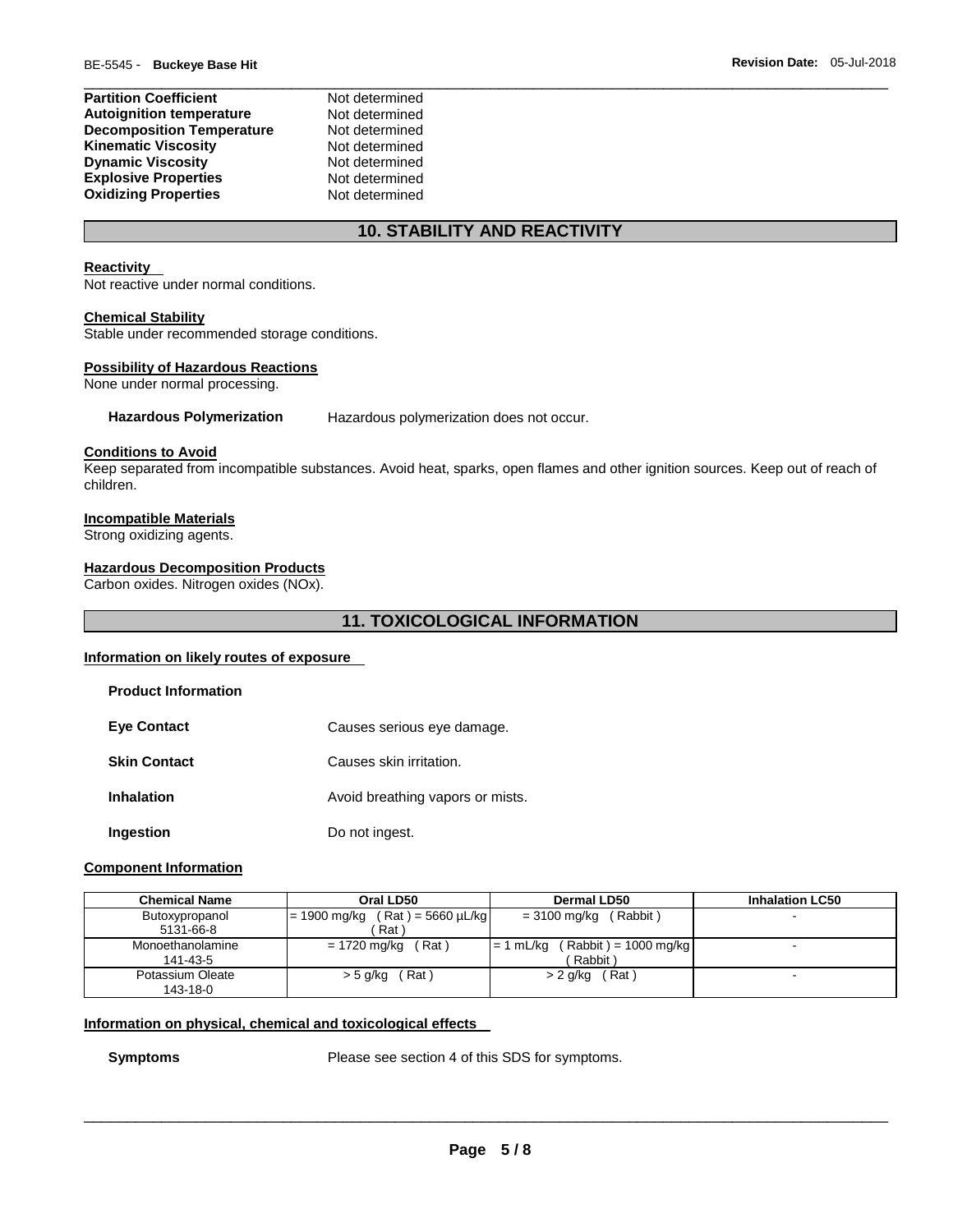| | |
|---|---|
| **Partition Coefficient** | Not determined |
| **Autoignition temperature** | Not determined |
| **Decomposition Temperature** | Not determined |
| **Kinematic Viscosity** | Not determined |
| **Dynamic Viscosity** | Not determined |
| **Explosive Properties** | Not determined |
| **Oxidizing Properties** | Not determined |

## 10. STABILITY AND REACTIVITY

**Reactivity**
Not reactive under normal conditions.

**Chemical Stability**
Stable under recommended storage conditions.

**Possibility of Hazardous Reactions**
None under normal processing.

**Hazardous Polymerization** Hazardous polymerization does not occur.

**Conditions to Avoid**
Keep separated from incompatible substances. Avoid heat, sparks, open flames and other ignition sources. Keep out of reach of children.

**Incompatible Materials**
Strong oxidizing agents.

**Hazardous Decomposition Products**
Carbon oxides. Nitrogen oxides (NOx).

## 11. TOXICOLOGICAL INFORMATION

**Information on likely routes of exposure**

**Product Information**

| | |
|---|---|
| **Eye Contact** | Causes serious eye damage. |
| **Skin Contact** | Causes skin irritation. |
| **Inhalation** | Avoid breathing vapors or mists. |
| **Ingestion** | Do not ingest. |

**Component Information**

| Chemical Name | Oral LD50 | Dermal LD50 | Inhalation LC50 |
|---|---|---|---|
| Butoxypropanol 5131-66-8 | = 1900 mg/kg ( Rat ) = 5660 µL/kg ( Rat ) | = 3100 mg/kg ( Rabbit ) | - |
| Monoethanolamine 141-43-5 | = 1720 mg/kg ( Rat ) | = 1 mL/kg ( Rabbit ) = 1000 mg/kg ( Rabbit ) | - |
| Potassium Oleate 143-18-0 | > 5 g/kg ( Rat ) | > 2 g/kg ( Rat ) | - |

**Information on physical, chemical and toxicological effects**

**Symptoms** Please see section 4 of this SDS for symptoms.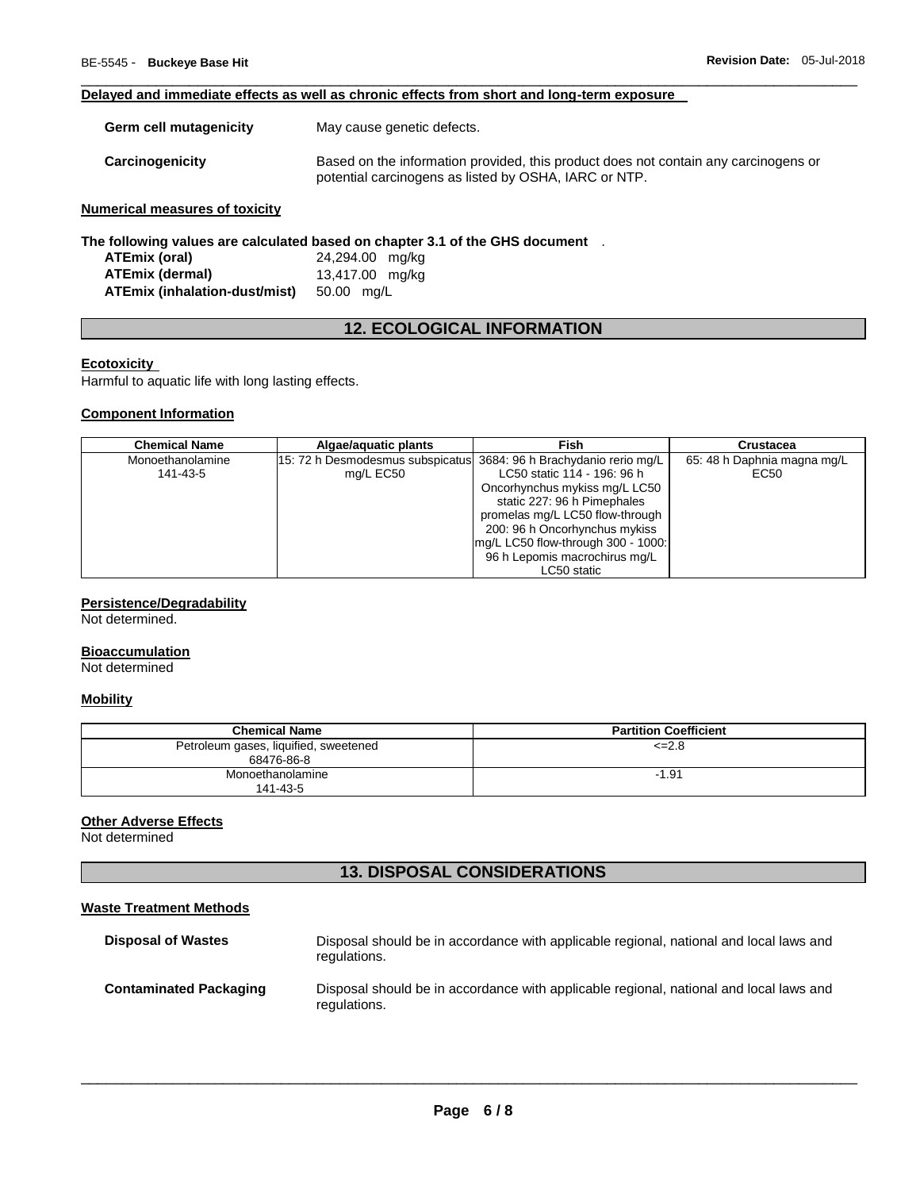#### Delayed and immediate effects as well as chronic effects from short and long-term exposure

**Germ cell mutagenicity** May cause genetic defects.

**Carcinogenicity** Based on the information provided, this product does not contain any carcinogens or potential carcinogens as listed by OSHA, IARC or NTP.

#### Numerical measures of toxicity

**The following values are calculated based on chapter 3.1 of the GHS document** .

| | |
|---|---|
| **ATEmix (oral)** | 24,294.00 mg/kg |
| **ATEmix (dermal)** | 13,417.00 mg/kg |
| **ATEmix (inhalation-dust/mist)** | 50.00 mg/L |

## 12. ECOLOGICAL INFORMATION

#### Ecotoxicity

Harmful to aquatic life with long lasting effects.

#### Component Information

| Chemical Name | Algae/aquatic plants | Fish | Crustacea |
|---|---|---|---|
| Monoethanolamine 141-43-5 | 15: 72 h Desmodesmus subspicatus mg/L EC50 | 3684: 96 h Brachydanio rerio mg/L LC50 static 114 - 196: 96 h Oncorhynchus mykiss mg/L LC50 static 227: 96 h Pimephales promelas mg/L LC50 flow-through 200: 96 h Oncorhynchus mykiss mg/L LC50 flow-through 300 - 1000: 96 h Lepomis macrochirus mg/L LC50 static | 65: 48 h Daphnia magna mg/L EC50 |

#### Persistence/Degradability

Not determined.

#### Bioaccumulation

Not determined

#### Mobility

| Chemical Name | Partition Coefficient |
|---|---|
| Petroleum gases, liquified, sweetened 68476-86-8 | <=2.8 |
| Monoethanolamine 141-43-5 | -1.91 |

#### Other Adverse Effects

Not determined

## 13. DISPOSAL CONSIDERATIONS

#### Waste Treatment Methods

**Disposal of Wastes** Disposal should be in accordance with applicable regional, national and local laws and regulations.

**Contaminated Packaging** Disposal should be in accordance with applicable regional, national and local laws and regulations.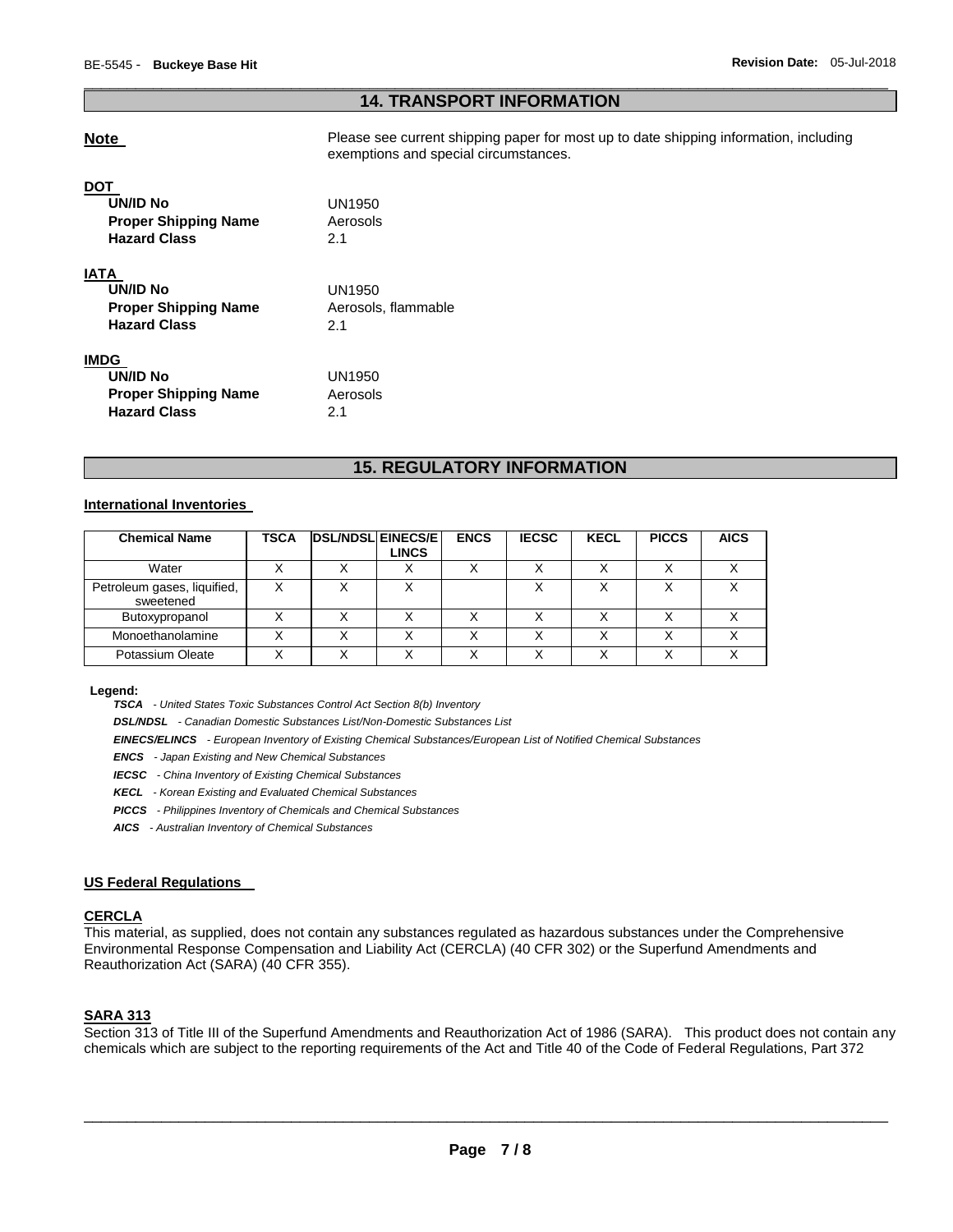## 14. TRANSPORT INFORMATION

**Note** Please see current shipping paper for most up to date shipping information, including exemptions and special circumstances.

**DOT**

**UN/ID No** UN1950
**Proper Shipping Name** Aerosols
**Hazard Class** 2.1

**IATA**

**UN/ID No** UN1950
**Proper Shipping Name** Aerosols, flammable
**Hazard Class** 2.1

**IMDG**

**UN/ID No** UN1950
**Proper Shipping Name** Aerosols
**Hazard Class** 2.1

## 15. REGULATORY INFORMATION

**International Inventories**

| Chemical Name | TSCA | DSL/NDSL | EINECS/ELINCS | ENCS | IECSC | KECL | PICCS | AICS |
|---|---|---|---|---|---|---|---|---|
| Water | X | X | X | X | X | X | X | X |
| Petroleum gases, liquified, sweetened | X | X | X | | X | X | X | X |
| Butoxypropanol | X | X | X | X | X | X | X | X |
| Monoethanolamine | X | X | X | X | X | X | X | X |
| Potassium Oleate | X | X | X | X | X | X | X | X |

**Legend:**

***TSCA*** *- United States Toxic Substances Control Act Section 8(b) Inventory*
***DSL/NDSL*** *- Canadian Domestic Substances List/Non-Domestic Substances List*
***EINECS/ELINCS*** *- European Inventory of Existing Chemical Substances/European List of Notified Chemical Substances*
***ENCS*** *- Japan Existing and New Chemical Substances*
***IECSC*** *- China Inventory of Existing Chemical Substances*
***KECL*** *- Korean Existing and Evaluated Chemical Substances*
***PICCS*** *- Philippines Inventory of Chemicals and Chemical Substances*
***AICS*** *- Australian Inventory of Chemical Substances*

**US Federal Regulations**

**CERCLA**

This material, as supplied, does not contain any substances regulated as hazardous substances under the Comprehensive Environmental Response Compensation and Liability Act (CERCLA) (40 CFR 302) or the Superfund Amendments and Reauthorization Act (SARA) (40 CFR 355).

**SARA 313**

Section 313 of Title III of the Superfund Amendments and Reauthorization Act of 1986 (SARA). This product does not contain any chemicals which are subject to the reporting requirements of the Act and Title 40 of the Code of Federal Regulations, Part 372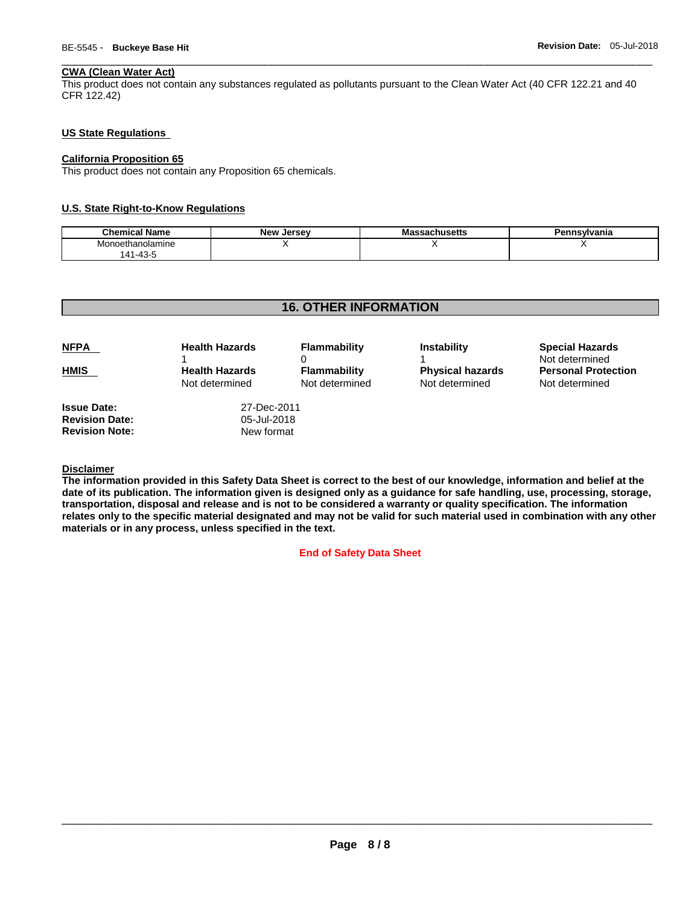#### CWA (Clean Water Act)

This product does not contain any substances regulated as pollutants pursuant to the Clean Water Act (40 CFR 122.21 and 40 CFR 122.42)

#### US State Regulations

#### California Proposition 65

This product does not contain any Proposition 65 chemicals.

#### U.S. State Right-to-Know Regulations

| Chemical Name | New Jersey | Massachusetts | Pennsylvania |
|---|---|---|---|
| Monoethanolamine 141-43-5 | X | X | X |

## 16. OTHER INFORMATION

| | | | | |
|---|---|---|---|---|
| **NFPA** | **Health Hazards** 1 | **Flammability** 0 | **Instability** 1 | **Special Hazards** Not determined |
| **HMIS** | **Health Hazards** Not determined | **Flammability** Not determined | **Physical hazards** Not determined | **Personal Protection** Not determined |

**Issue Date:** 27-Dec-2011
**Revision Date:** 05-Jul-2018
**Revision Note:** New format

#### Disclaimer

**The information provided in this Safety Data Sheet is correct to the best of our knowledge, information and belief at the date of its publication. The information given is designed only as a guidance for safe handling, use, processing, storage, transportation, disposal and release and is not to be considered a warranty or quality specification. The information relates only to the specific material designated and may not be valid for such material used in combination with any other materials or in any process, unless specified in the text.**

**End of Safety Data Sheet**